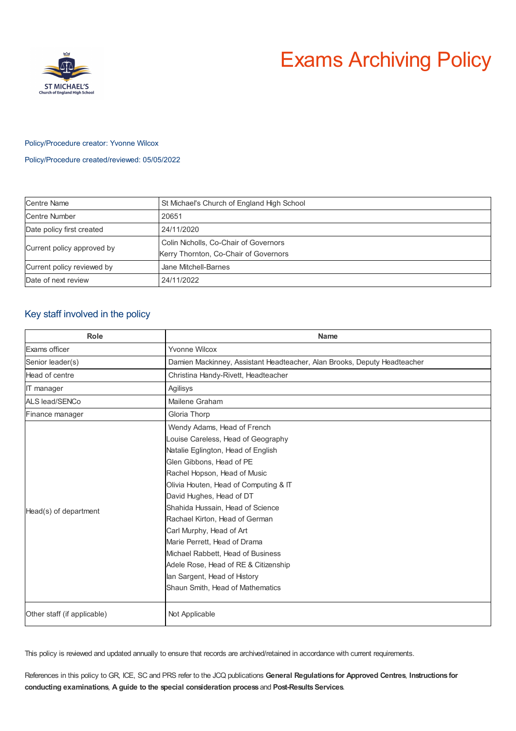# Exams Archiving Policy

Policy/Procedure creator: Yvonne Wilcox

Policy/Procedure created/reviewed: 05/05/2022

| | |
|---|---|
| Centre Name | St Michael's Church of England High School |
| Centre Number | 20651 |
| Date policy first created | 24/11/2020 |
| Current policy approved by | Colin Nicholls, Co-Chair of Governors<br>Kerry Thornton, Co-Chair of Governors |
| Current policy reviewed by | Jane Mitchell-Barnes |
| Date of next review | 24/11/2022 |

## Key staff involved in the policy

| Role | Name |
|---|---|
| Exams officer | Yvonne Wilcox |
| Senior leader(s) | Damien Mackinney, Assistant Headteacher, Alan Brooks, Deputy Headteacher |
| Head of centre | Christina Handy-Rivett, Headteacher |
| IT manager | Agilisys |
| ALS lead/SENCo | Mailene Graham |
| Finance manager | Gloria Thorp |
| Head(s) of department | Wendy Adams, Head of French<br>Louise Careless, Head of Geography<br>Natalie Eglington, Head of English<br>Glen Gibbons, Head of PE<br>Rachel Hopson, Head of Music<br>Olivia Houten, Head of Computing & IT<br>David Hughes, Head of DT<br>Shahida Hussain, Head of Science<br>Rachael Kirton, Head of German<br>Carl Murphy, Head of Art<br>Marie Perrett, Head of Drama<br>Michael Rabbett, Head of Business<br>Adele Rose, Head of RE & Citizenship<br>Ian Sargent, Head of History<br>Shaun Smith, Head of Mathematics |
| Other staff (if applicable) | Not Applicable |

This policy is reviewed and updated annually to ensure that records are archived/retained in accordance with current requirements.

References in this policy to GR, ICE, SC and PRS refer to the JCQ publications **General Regulations for Approved Centres**, **Instructions for conducting examinations**, **A guide to the special consideration process** and **Post-Results Services**.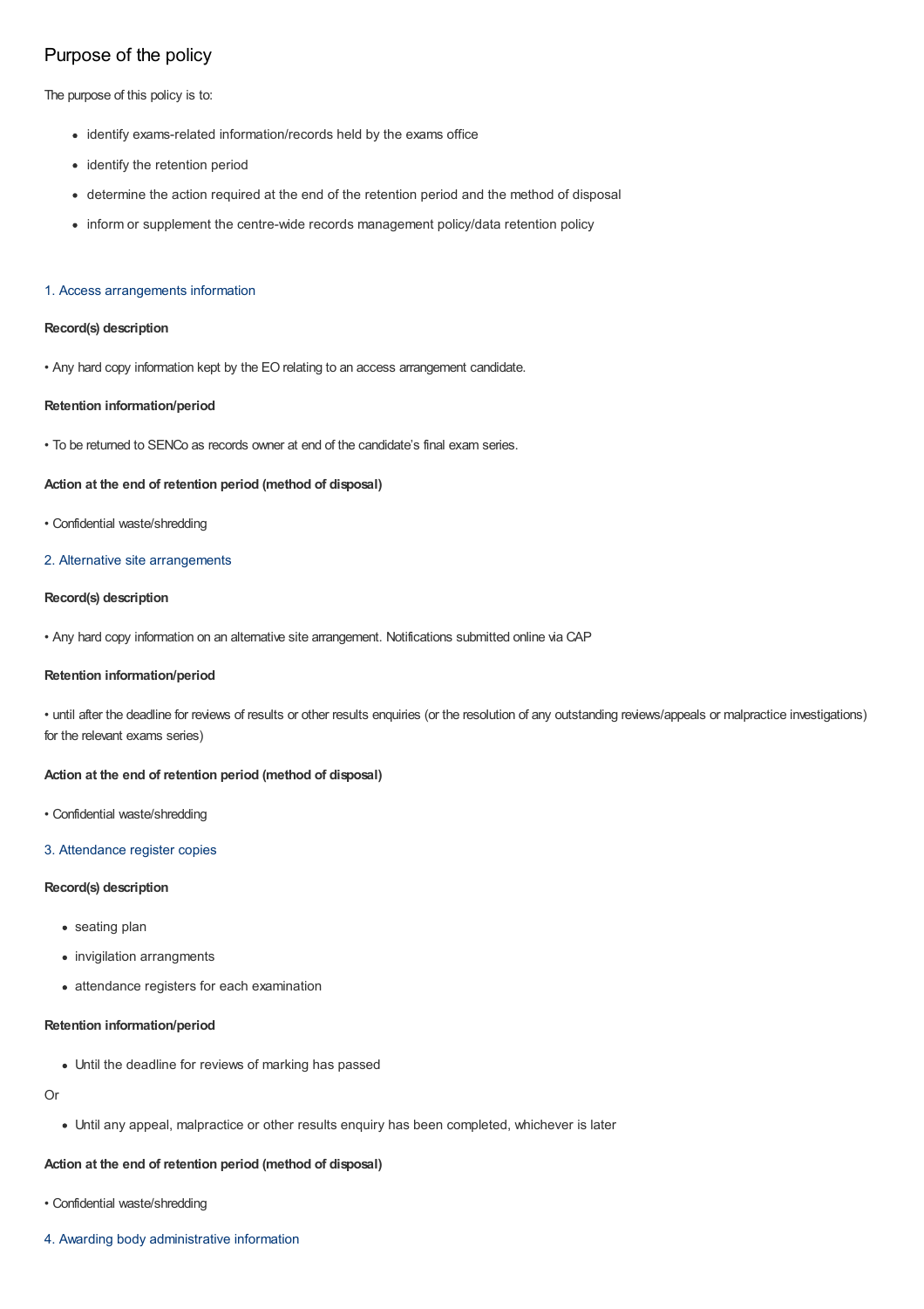## Purpose of the policy

The purpose of this policy is to:

- identify exams-related information/records held by the exams office
- identify the retention period
- determine the action required at the end of the retention period and the method of disposal
- inform or supplement the centre-wide records management policy/data retention policy

### 1. Access arrangements information

**Record(s) description**

• Any hard copy information kept by the EO relating to an access arrangement candidate.

**Retention information/period**

• To be returned to SENCo as records owner at end of the candidate's final exam series.

**Action at the end of retention period (method of disposal)**

• Confidential waste/shredding

### 2. Alternative site arrangements

**Record(s) description**

• Any hard copy information on an alternative site arrangement. Notifications submitted online via CAP

**Retention information/period**

• until after the deadline for reviews of results or other results enquiries (or the resolution of any outstanding reviews/appeals or malpractice investigations) for the relevant exams series)

**Action at the end of retention period (method of disposal)**

• Confidential waste/shredding

### 3. Attendance register copies

**Record(s) description**

- seating plan
- invigilation arrangments
- attendance registers for each examination

**Retention information/period**

- Until the deadline for reviews of marking has passed

Or

- Until any appeal, malpractice or other results enquiry has been completed, whichever is later

**Action at the end of retention period (method of disposal)**

• Confidential waste/shredding

### 4. Awarding body administrative information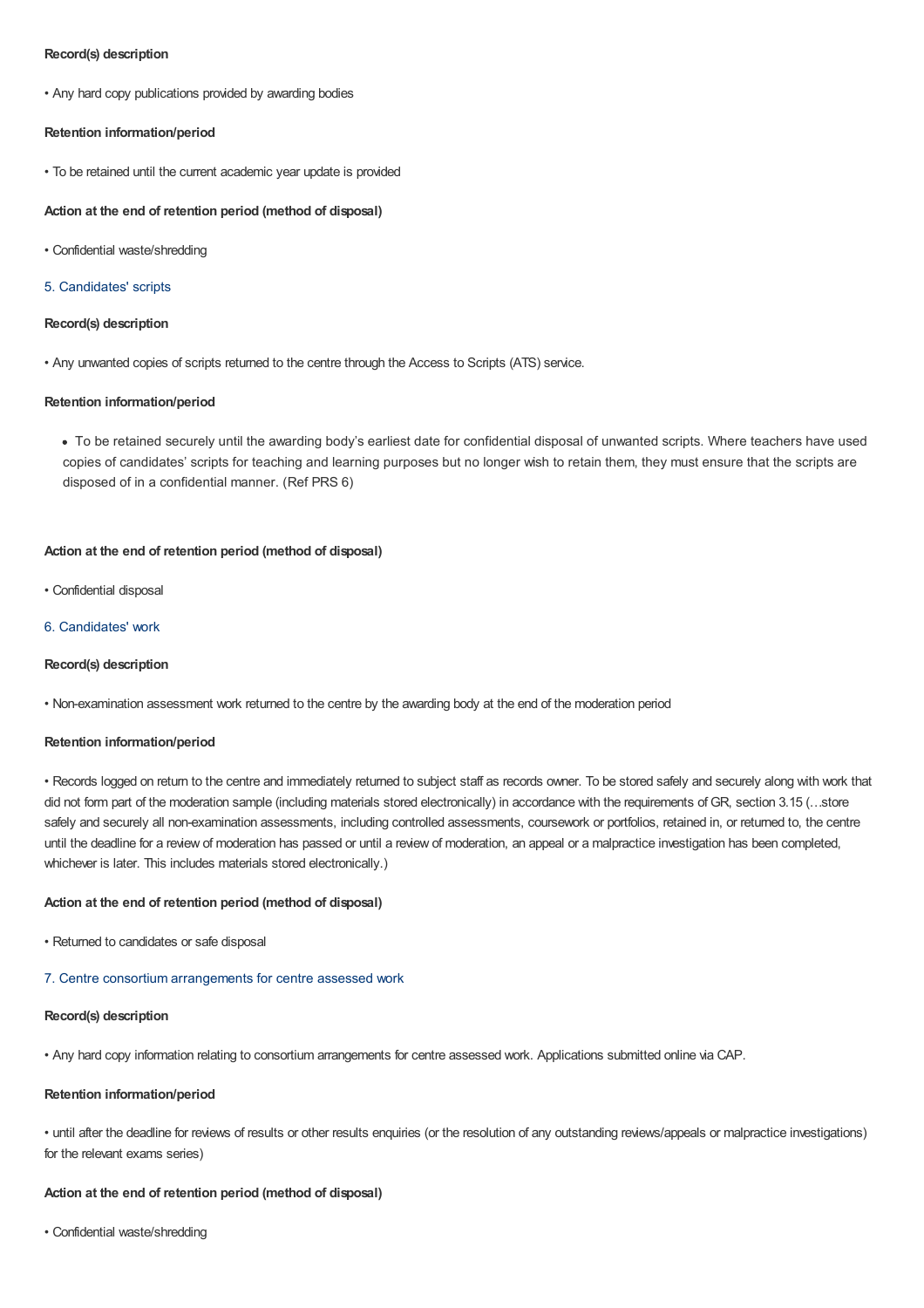**Record(s) description**

• Any hard copy publications provided by awarding bodies

**Retention information/period**

• To be retained until the current academic year update is provided

**Action at the end of retention period (method of disposal)**

• Confidential waste/shredding

### 5. Candidates' scripts

**Record(s) description**

• Any unwanted copies of scripts returned to the centre through the Access to Scripts (ATS) service.

**Retention information/period**

- To be retained securely until the awarding body's earliest date for confidential disposal of unwanted scripts. Where teachers have used copies of candidates' scripts for teaching and learning purposes but no longer wish to retain them, they must ensure that the scripts are disposed of in a confidential manner. (Ref PRS 6)

**Action at the end of retention period (method of disposal)**

• Confidential disposal

### 6. Candidates' work

**Record(s) description**

• Non-examination assessment work returned to the centre by the awarding body at the end of the moderation period

**Retention information/period**

• Records logged on return to the centre and immediately returned to subject staff as records owner. To be stored safely and securely along with work that did not form part of the moderation sample (including materials stored electronically) in accordance with the requirements of GR, section 3.15 (…store safely and securely all non-examination assessments, including controlled assessments, coursework or portfolios, retained in, or returned to, the centre until the deadline for a review of moderation has passed or until a review of moderation, an appeal or a malpractice investigation has been completed, whichever is later. This includes materials stored electronically.)

**Action at the end of retention period (method of disposal)**

• Returned to candidates or safe disposal

### 7. Centre consortium arrangements for centre assessed work

**Record(s) description**

• Any hard copy information relating to consortium arrangements for centre assessed work. Applications submitted online via CAP.

**Retention information/period**

• until after the deadline for reviews of results or other results enquiries (or the resolution of any outstanding reviews/appeals or malpractice investigations) for the relevant exams series)

**Action at the end of retention period (method of disposal)**

• Confidential waste/shredding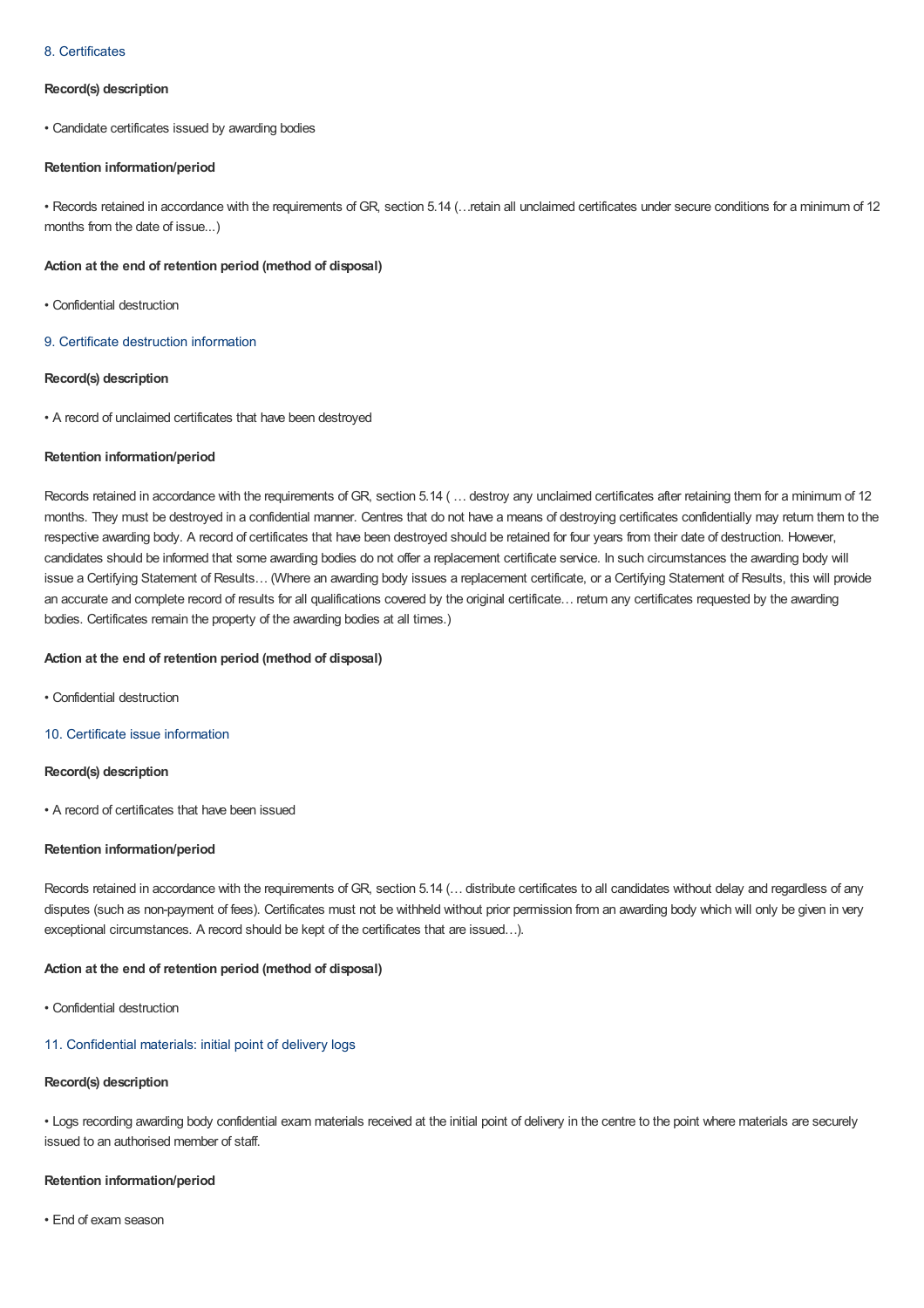## 8. Certificates

**Record(s) description**

- Candidate certificates issued by awarding bodies

**Retention information/period**

- Records retained in accordance with the requirements of GR, section 5.14 (…retain all unclaimed certificates under secure conditions for a minimum of 12 months from the date of issue...)

**Action at the end of retention period (method of disposal)**

- Confidential destruction

## 9. Certificate destruction information

**Record(s) description**

- A record of unclaimed certificates that have been destroyed

**Retention information/period**

Records retained in accordance with the requirements of GR, section 5.14 ( … destroy any unclaimed certificates after retaining them for a minimum of 12 months. They must be destroyed in a confidential manner. Centres that do not have a means of destroying certificates confidentially may return them to the respective awarding body. A record of certificates that have been destroyed should be retained for four years from their date of destruction. However, candidates should be informed that some awarding bodies do not offer a replacement certificate service. In such circumstances the awarding body will issue a Certifying Statement of Results… (Where an awarding body issues a replacement certificate, or a Certifying Statement of Results, this will provide an accurate and complete record of results for all qualifications covered by the original certificate… return any certificates requested by the awarding bodies. Certificates remain the property of the awarding bodies at all times.)

**Action at the end of retention period (method of disposal)**

- Confidential destruction

## 10. Certificate issue information

**Record(s) description**

- A record of certificates that have been issued

**Retention information/period**

Records retained in accordance with the requirements of GR, section 5.14 (… distribute certificates to all candidates without delay and regardless of any disputes (such as non-payment of fees). Certificates must not be withheld without prior permission from an awarding body which will only be given in very exceptional circumstances. A record should be kept of the certificates that are issued…).

**Action at the end of retention period (method of disposal)**

- Confidential destruction

## 11. Confidential materials: initial point of delivery logs

**Record(s) description**

- Logs recording awarding body confidential exam materials received at the initial point of delivery in the centre to the point where materials are securely issued to an authorised member of staff.

**Retention information/period**

- End of exam season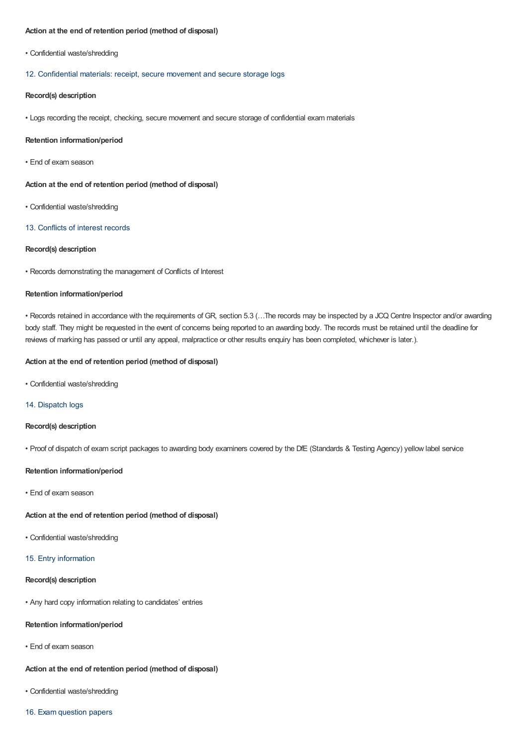**Action at the end of retention period (method of disposal)**

• Confidential waste/shredding

### 12. Confidential materials: receipt, secure movement and secure storage logs

**Record(s) description**

• Logs recording the receipt, checking, secure movement and secure storage of confidential exam materials

**Retention information/period**

• End of exam season

**Action at the end of retention period (method of disposal)**

• Confidential waste/shredding

### 13. Conflicts of interest records

**Record(s) description**

• Records demonstrating the management of Conflicts of Interest

**Retention information/period**

• Records retained in accordance with the requirements of GR, section 5.3 (…The records may be inspected by a JCQ Centre Inspector and/or awarding body staff. They might be requested in the event of concerns being reported to an awarding body. The records must be retained until the deadline for reviews of marking has passed or until any appeal, malpractice or other results enquiry has been completed, whichever is later.).

**Action at the end of retention period (method of disposal)**

• Confidential waste/shredding

### 14. Dispatch logs

**Record(s) description**

• Proof of dispatch of exam script packages to awarding body examiners covered by the DfE (Standards & Testing Agency) yellow label service

**Retention information/period**

• End of exam season

**Action at the end of retention period (method of disposal)**

• Confidential waste/shredding

### 15. Entry information

**Record(s) description**

• Any hard copy information relating to candidates' entries

**Retention information/period**

• End of exam season

**Action at the end of retention period (method of disposal)**

• Confidential waste/shredding

### 16. Exam question papers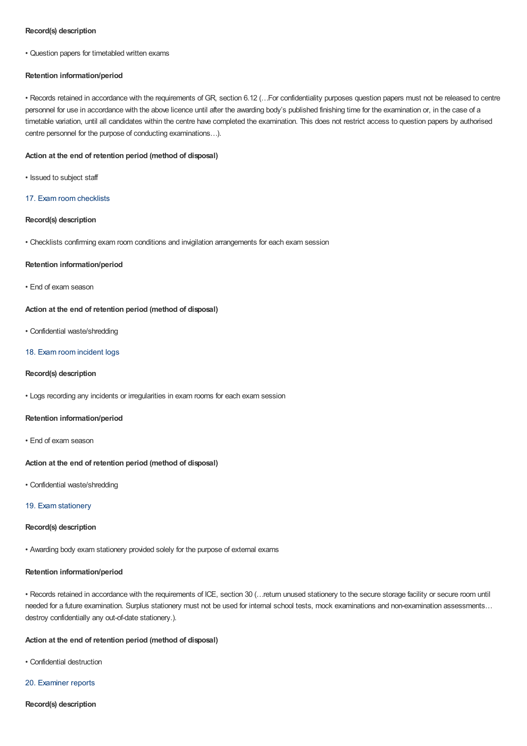**Record(s) description**

• Question papers for timetabled written exams

**Retention information/period**

• Records retained in accordance with the requirements of GR, section 6.12 (…For confidentiality purposes question papers must not be released to centre personnel for use in accordance with the above licence until after the awarding body's published finishing time for the examination or, in the case of a timetable variation, until all candidates within the centre have completed the examination. This does not restrict access to question papers by authorised centre personnel for the purpose of conducting examinations…).

**Action at the end of retention period (method of disposal)**

• Issued to subject staff

### 17. Exam room checklists

**Record(s) description**

• Checklists confirming exam room conditions and invigilation arrangements for each exam session

**Retention information/period**

• End of exam season

**Action at the end of retention period (method of disposal)**

• Confidential waste/shredding

### 18. Exam room incident logs

**Record(s) description**

• Logs recording any incidents or irregularities in exam rooms for each exam session

**Retention information/period**

• End of exam season

**Action at the end of retention period (method of disposal)**

• Confidential waste/shredding

### 19. Exam stationery

**Record(s) description**

• Awarding body exam stationery provided solely for the purpose of external exams

**Retention information/period**

• Records retained in accordance with the requirements of ICE, section 30 (…return unused stationery to the secure storage facility or secure room until needed for a future examination. Surplus stationery must not be used for internal school tests, mock examinations and non-examination assessments… destroy confidentially any out-of-date stationery.).

**Action at the end of retention period (method of disposal)**

• Confidential destruction

### 20. Examiner reports

**Record(s) description**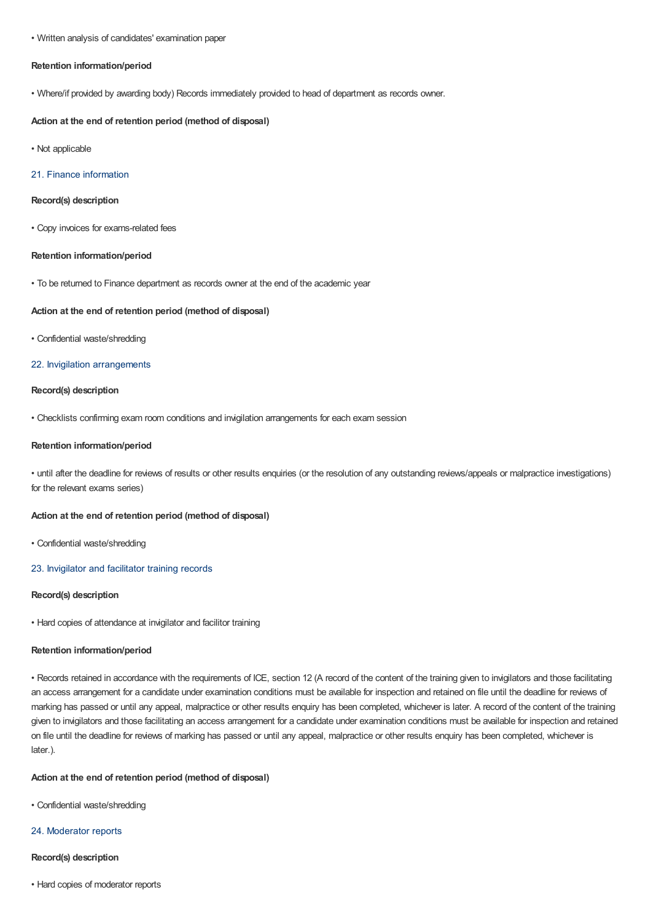• Written analysis of candidates' examination paper

**Retention information/period**

• Where/if provided by awarding body) Records immediately provided to head of department as records owner.

**Action at the end of retention period (method of disposal)**

• Not applicable

### 21. Finance information

**Record(s) description**

• Copy invoices for exams-related fees

**Retention information/period**

• To be returned to Finance department as records owner at the end of the academic year

**Action at the end of retention period (method of disposal)**

• Confidential waste/shredding

### 22. Invigilation arrangements

**Record(s) description**

• Checklists confirming exam room conditions and invigilation arrangements for each exam session

**Retention information/period**

• until after the deadline for reviews of results or other results enquiries (or the resolution of any outstanding reviews/appeals or malpractice investigations) for the relevant exams series)

**Action at the end of retention period (method of disposal)**

• Confidential waste/shredding

### 23. Invigilator and facilitator training records

**Record(s) description**

• Hard copies of attendance at invigilator and facilitor training

**Retention information/period**

• Records retained in accordance with the requirements of ICE, section 12 (A record of the content of the training given to invigilators and those facilitating an access arrangement for a candidate under examination conditions must be available for inspection and retained on file until the deadline for reviews of marking has passed or until any appeal, malpractice or other results enquiry has been completed, whichever is later. A record of the content of the training given to invigilators and those facilitating an access arrangement for a candidate under examination conditions must be available for inspection and retained on file until the deadline for reviews of marking has passed or until any appeal, malpractice or other results enquiry has been completed, whichever is later.).

**Action at the end of retention period (method of disposal)**

• Confidential waste/shredding

### 24. Moderator reports

**Record(s) description**

• Hard copies of moderator reports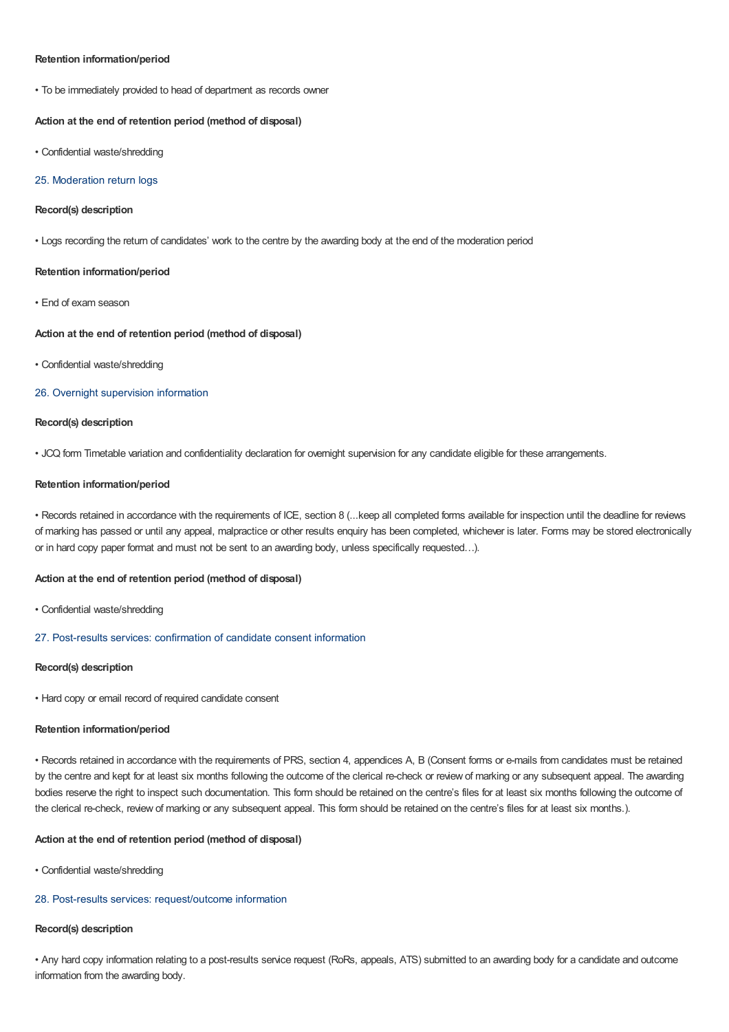**Retention information/period**

• To be immediately provided to head of department as records owner

**Action at the end of retention period (method of disposal)**

• Confidential waste/shredding

### 25. Moderation return logs

**Record(s) description**

• Logs recording the return of candidates' work to the centre by the awarding body at the end of the moderation period

**Retention information/period**

• End of exam season

**Action at the end of retention period (method of disposal)**

• Confidential waste/shredding

### 26. Overnight supervision information

**Record(s) description**

• JCQ form Timetable variation and confidentiality declaration for overnight supervision for any candidate eligible for these arrangements.

**Retention information/period**

• Records retained in accordance with the requirements of ICE, section 8 (...keep all completed forms available for inspection until the deadline for reviews of marking has passed or until any appeal, malpractice or other results enquiry has been completed, whichever is later. Forms may be stored electronically or in hard copy paper format and must not be sent to an awarding body, unless specifically requested…).

**Action at the end of retention period (method of disposal)**

• Confidential waste/shredding

### 27. Post-results services: confirmation of candidate consent information

**Record(s) description**

• Hard copy or email record of required candidate consent

**Retention information/period**

• Records retained in accordance with the requirements of PRS, section 4, appendices A, B (Consent forms or e-mails from candidates must be retained by the centre and kept for at least six months following the outcome of the clerical re-check or review of marking or any subsequent appeal. The awarding bodies reserve the right to inspect such documentation. This form should be retained on the centre's files for at least six months following the outcome of the clerical re-check, review of marking or any subsequent appeal. This form should be retained on the centre's files for at least six months.).

**Action at the end of retention period (method of disposal)**

• Confidential waste/shredding

### 28. Post-results services: request/outcome information

**Record(s) description**

• Any hard copy information relating to a post-results service request (RoRs, appeals, ATS) submitted to an awarding body for a candidate and outcome information from the awarding body.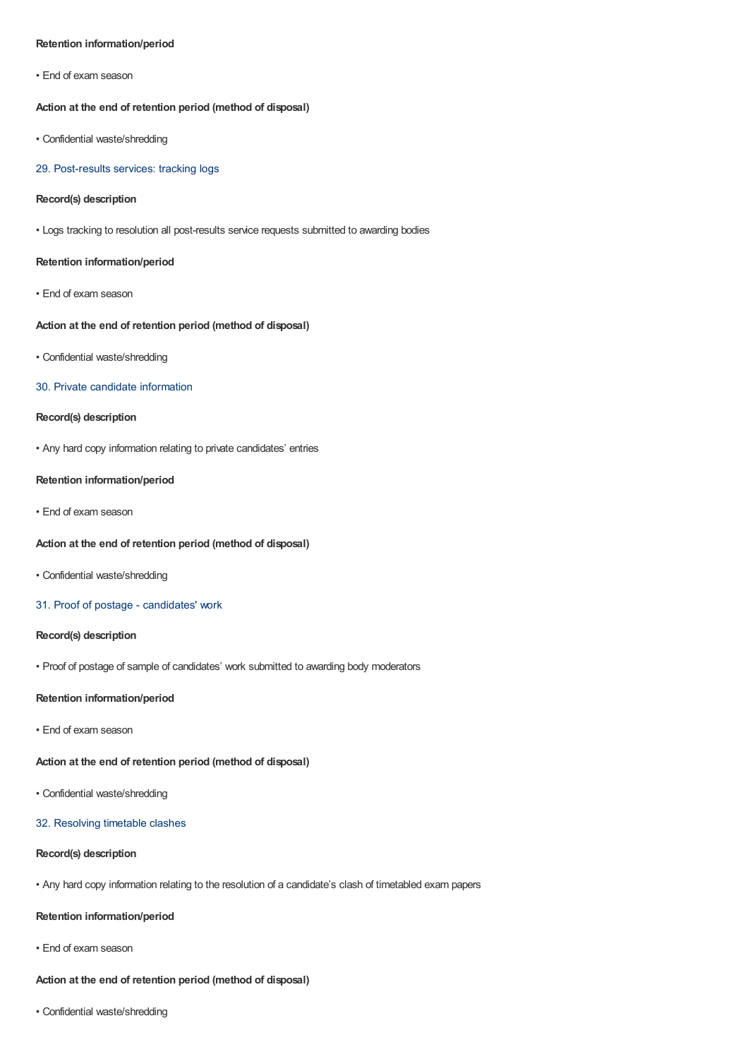**Retention information/period**

• End of exam season

**Action at the end of retention period (method of disposal)**

• Confidential waste/shredding

### 29. Post-results services: tracking logs

**Record(s) description**

• Logs tracking to resolution all post-results service requests submitted to awarding bodies

**Retention information/period**

• End of exam season

**Action at the end of retention period (method of disposal)**

• Confidential waste/shredding

### 30. Private candidate information

**Record(s) description**

• Any hard copy information relating to private candidates' entries

**Retention information/period**

• End of exam season

**Action at the end of retention period (method of disposal)**

• Confidential waste/shredding

### 31. Proof of postage - candidates' work

**Record(s) description**

• Proof of postage of sample of candidates' work submitted to awarding body moderators

**Retention information/period**

• End of exam season

**Action at the end of retention period (method of disposal)**

• Confidential waste/shredding

### 32. Resolving timetable clashes

**Record(s) description**

• Any hard copy information relating to the resolution of a candidate's clash of timetabled exam papers

**Retention information/period**

• End of exam season

**Action at the end of retention period (method of disposal)**

• Confidential waste/shredding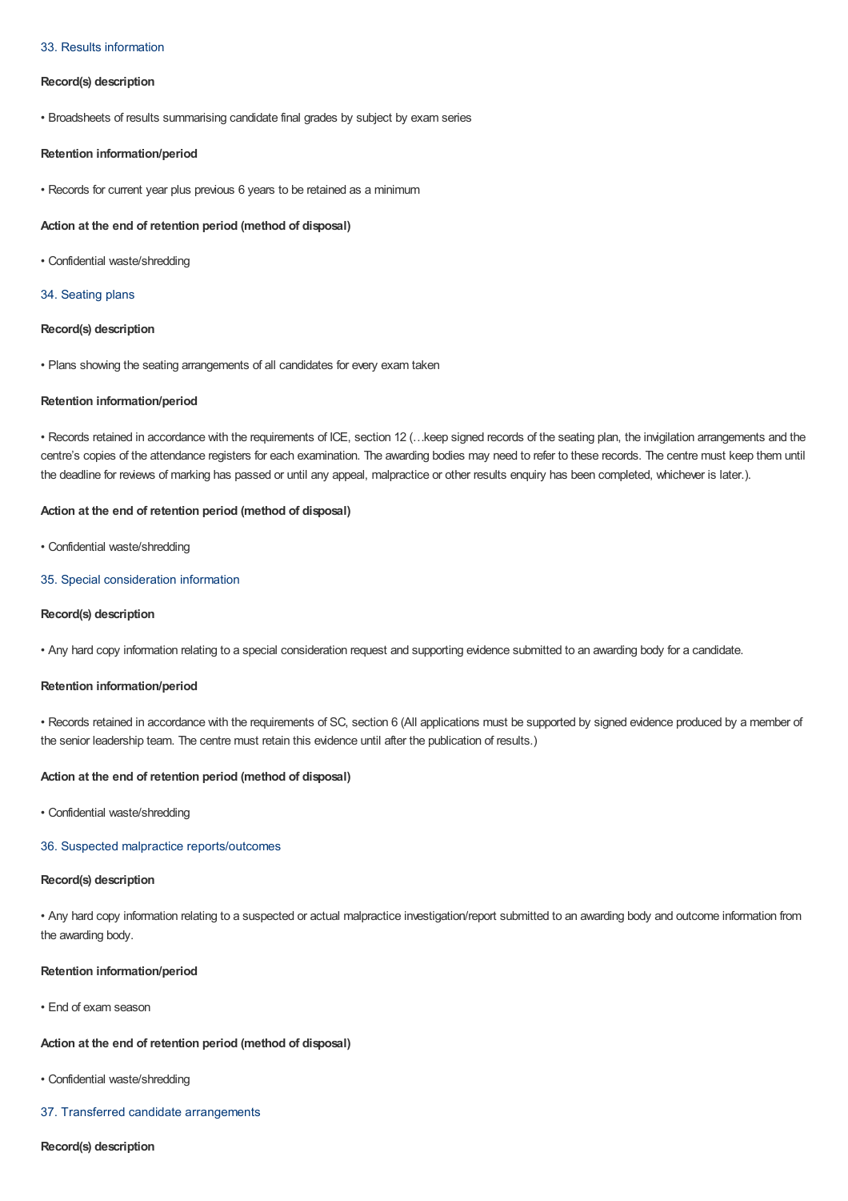### 33. Results information

**Record(s) description**

- Broadsheets of results summarising candidate final grades by subject by exam series

**Retention information/period**

- Records for current year plus previous 6 years to be retained as a minimum

**Action at the end of retention period (method of disposal)**

- Confidential waste/shredding

### 34. Seating plans

**Record(s) description**

- Plans showing the seating arrangements of all candidates for every exam taken

**Retention information/period**

- Records retained in accordance with the requirements of ICE, section 12 (…keep signed records of the seating plan, the invigilation arrangements and the centre's copies of the attendance registers for each examination. The awarding bodies may need to refer to these records. The centre must keep them until the deadline for reviews of marking has passed or until any appeal, malpractice or other results enquiry has been completed, whichever is later.).

**Action at the end of retention period (method of disposal)**

- Confidential waste/shredding

### 35. Special consideration information

**Record(s) description**

- Any hard copy information relating to a special consideration request and supporting evidence submitted to an awarding body for a candidate.

**Retention information/period**

- Records retained in accordance with the requirements of SC, section 6 (All applications must be supported by signed evidence produced by a member of the senior leadership team. The centre must retain this evidence until after the publication of results.)

**Action at the end of retention period (method of disposal)**

- Confidential waste/shredding

### 36. Suspected malpractice reports/outcomes

**Record(s) description**

- Any hard copy information relating to a suspected or actual malpractice investigation/report submitted to an awarding body and outcome information from the awarding body.

**Retention information/period**

- End of exam season

**Action at the end of retention period (method of disposal)**

- Confidential waste/shredding

### 37. Transferred candidate arrangements

**Record(s) description**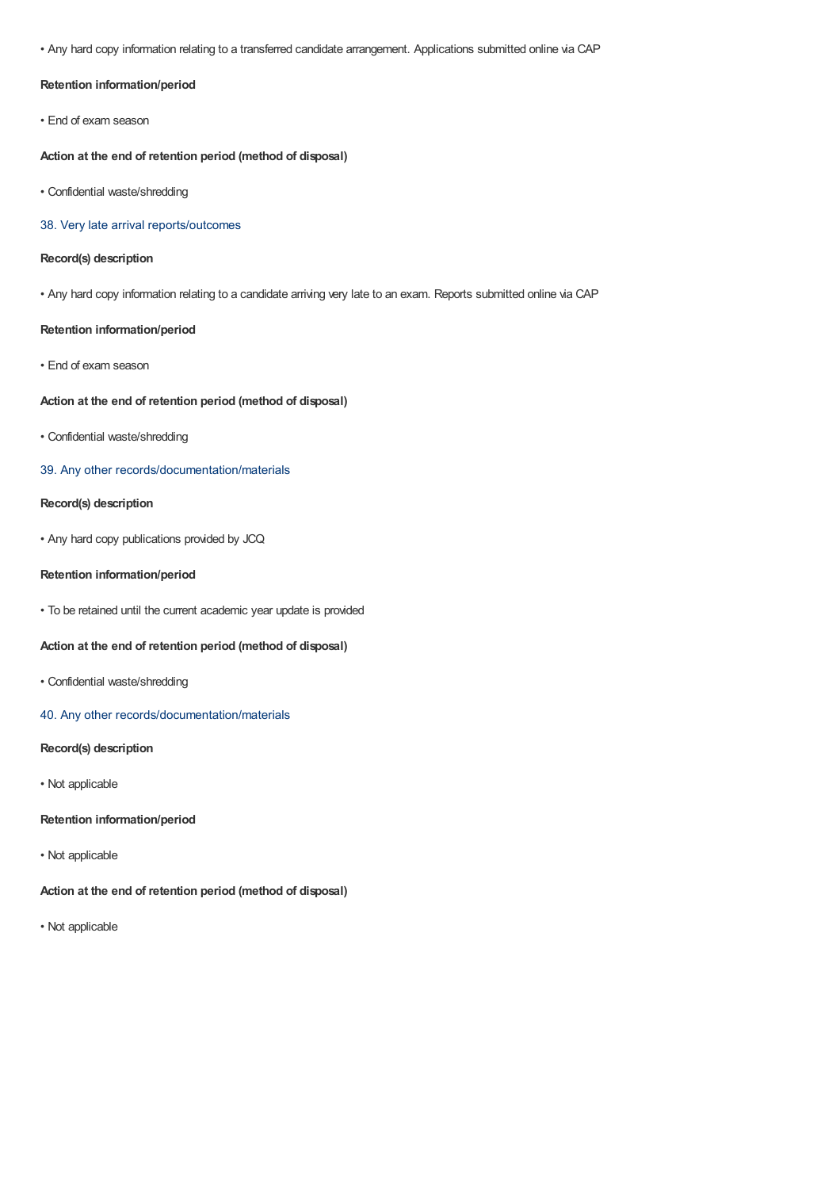• Any hard copy information relating to a transferred candidate arrangement. Applications submitted online via CAP

**Retention information/period**

• End of exam season

**Action at the end of retention period (method of disposal)**

• Confidential waste/shredding

### 38. Very late arrival reports/outcomes

**Record(s) description**

• Any hard copy information relating to a candidate arriving very late to an exam. Reports submitted online via CAP

**Retention information/period**

• End of exam season

**Action at the end of retention period (method of disposal)**

• Confidential waste/shredding

### 39. Any other records/documentation/materials

**Record(s) description**

• Any hard copy publications provided by JCQ

**Retention information/period**

• To be retained until the current academic year update is provided

**Action at the end of retention period (method of disposal)**

• Confidential waste/shredding

### 40. Any other records/documentation/materials

**Record(s) description**

• Not applicable

**Retention information/period**

• Not applicable

**Action at the end of retention period (method of disposal)**

• Not applicable